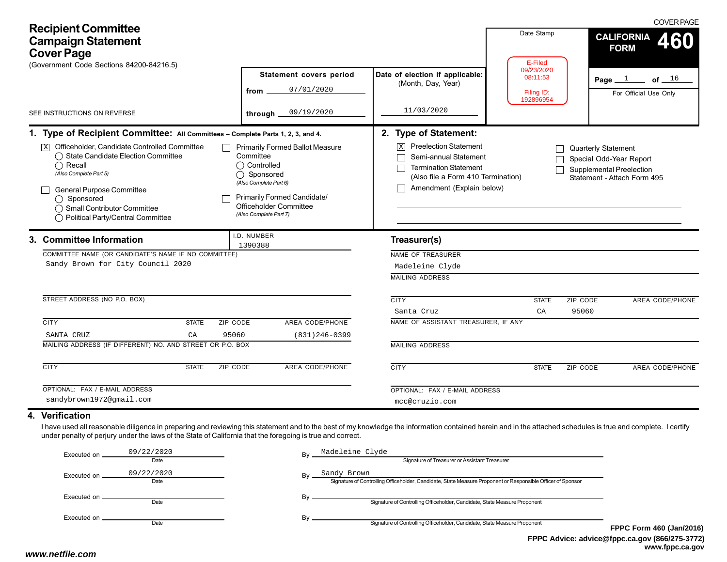# Recipient Committee Campaign Statement Cover Page

(Government Code Sections 84200-84216.5)

SEE INSTRUCTIONS ON REVERSE

COVER PAGE

**CALIFORNIA FORM 460**

Page 1 of 16

For Official Use Only

Date Stamp

E-Filed
09/23/2020
08:11:53

Filing ID:
192896954

| Statement covers period | |
|---|---|
| from | 07/01/2020 |
| through | 09/19/2020 |

**Date of election if applicable:** (Month, Day, Year)

11/03/2020

## 1. Type of Recipient Committee: All Committees – Complete Parts 1, 2, 3, and 4.

- [X] Officeholder, Candidate Controlled Committee
  - ◯ State Candidate Election Committee
  - ◯ Recall
  - *(Also Complete Part 5)*
- [ ] General Purpose Committee
  - ◯ Sponsored
  - ◯ Small Contributor Committee
  - ◯ Political Party/Central Committee
- [ ] Primarily Formed Ballot Measure Committee
  - ◯ Controlled
  - ◯ Sponsored
  - *(Also Complete Part 6)*
- [ ] Primarily Formed Candidate/ Officeholder Committee
  - *(Also Complete Part 7)*

## 2. Type of Statement:

- [X] Preelection Statement
- [ ] Semi-annual Statement
- [ ] Termination Statement (Also file a Form 410 Termination)
- [ ] Amendment (Explain below)
- [ ] Quarterly Statement
- [ ] Special Odd-Year Report
- [ ] Supplemental Preelection Statement - Attach Form 495

## 3. Committee Information

I.D. NUMBER: 1390388

COMMITTEE NAME (OR CANDIDATE'S NAME IF NO COMMITTEE): Sandy Brown for City Council 2020

STREET ADDRESS (NO P.O. BOX):

| CITY | STATE | ZIP CODE | AREA CODE/PHONE |
|---|---|---|---|
| SANTA CRUZ | CA | 95060 | (831)246-0399 |

MAILING ADDRESS (IF DIFFERENT) NO. AND STREET OR P.O. BOX:

| CITY | STATE | ZIP CODE | AREA CODE/PHONE |
|---|---|---|---|
| | | | |

OPTIONAL: FAX / E-MAIL ADDRESS: sandybrown1972@gmail.com

### Treasurer(s)

NAME OF TREASURER: Madeleine Clyde

MAILING ADDRESS:

| CITY | STATE | ZIP CODE | AREA CODE/PHONE |
|---|---|---|---|
| Santa Cruz | CA | 95060 | |

NAME OF ASSISTANT TREASURER, IF ANY:

MAILING ADDRESS:

| CITY | STATE | ZIP CODE | AREA CODE/PHONE |
|---|---|---|---|
| | | | |

OPTIONAL: FAX / E-MAIL ADDRESS: mcc@cruzio.com

## 4. Verification

I have used all reasonable diligence in preparing and reviewing this statement and to the best of my knowledge the information contained herein and in the attached schedules is true and complete. I certify under penalty of perjury under the laws of the State of California that the foregoing is true and correct.

| Executed on (Date) | By |
|---|---|
| 09/22/2020 | Madeleine Clyde — Signature of Treasurer or Assistant Treasurer |
| 09/22/2020 | Sandy Brown — Signature of Controlling Officeholder, Candidate, State Measure Proponent or Responsible Officer of Sponsor |
| | Signature of Controlling Officeholder, Candidate, State Measure Proponent |
| | Signature of Controlling Officeholder, Candidate, State Measure Proponent |

**FPPC Form 460 (Jan/2016)**
**FPPC Advice: advice@fppc.ca.gov (866/275-3772)**
**www.fppc.ca.gov**

*www.netfile.com*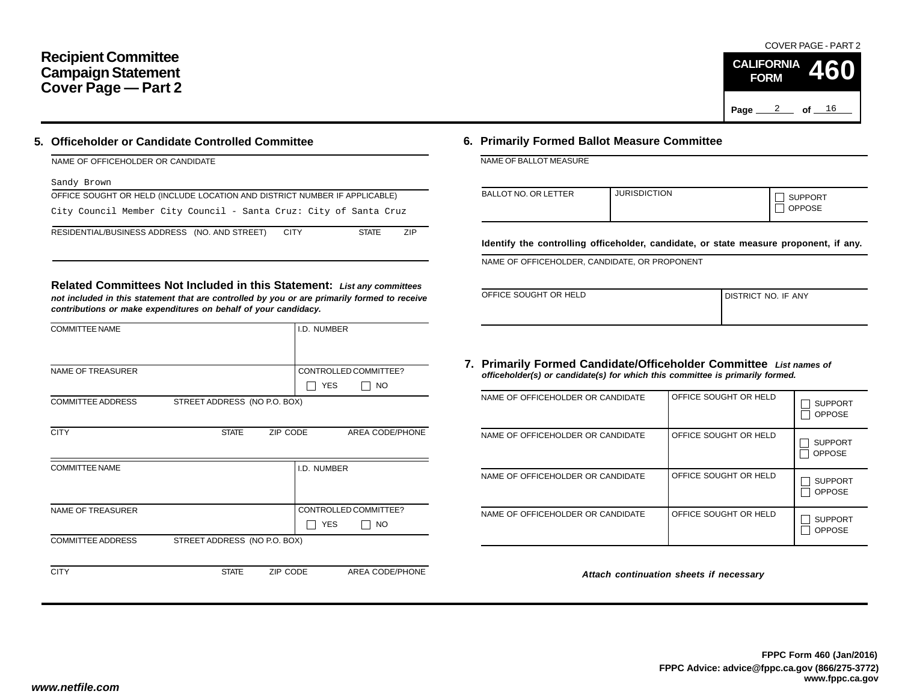# Recipient Committee Campaign Statement Cover Page — Part 2

COVER PAGE - PART 2

**CALIFORNIA FORM 460**

## 5. Officeholder or Candidate Controlled Committee

NAME OF OFFICEHOLDER OR CANDIDATE

Sandy Brown

OFFICE SOUGHT OR HELD (INCLUDE LOCATION AND DISTRICT NUMBER IF APPLICABLE)

City Council Member City Council - Santa Cruz: City of Santa Cruz

| RESIDENTIAL/BUSINESS ADDRESS (NO. AND STREET) | CITY | STATE | ZIP |
|---|---|---|---|
| | | | |

### Related Committees Not Included in this Statement:

*List any committees not included in this statement that are controlled by you or are primarily formed to receive contributions or make expenditures on behalf of your candidacy.*

| COMMITTEE NAME | | | I.D. NUMBER |
|---|---|---|---|
| NAME OF TREASURER | | | CONTROLLED COMMITTEE? ☐ YES ☐ NO |
| COMMITTEE ADDRESS | STREET ADDRESS (NO P.O. BOX) | | |
| CITY | STATE | ZIP CODE | AREA CODE/PHONE |

| COMMITTEE NAME | | | I.D. NUMBER |
|---|---|---|---|
| NAME OF TREASURER | | | CONTROLLED COMMITTEE? ☐ YES ☐ NO |
| COMMITTEE ADDRESS | STREET ADDRESS (NO P.O. BOX) | | |
| CITY | STATE | ZIP CODE | AREA CODE/PHONE |

## 6. Primarily Formed Ballot Measure Committee

NAME OF BALLOT MEASURE

| BALLOT NO. OR LETTER | JURISDICTION | ☐ SUPPORT ☐ OPPOSE |
|---|---|---|
| | | |

**Identify the controlling officeholder, candidate, or state measure proponent, if any.**

NAME OF OFFICEHOLDER, CANDIDATE, OR PROPONENT

| OFFICE SOUGHT OR HELD | DISTRICT NO. IF ANY |
|---|---|
| | |

## 7. Primarily Formed Candidate/Officeholder Committee

*List names of officeholder(s) or candidate(s) for which this committee is primarily formed.*

| NAME OF OFFICEHOLDER OR CANDIDATE | OFFICE SOUGHT OR HELD | |
|---|---|---|
| | | ☐ SUPPORT ☐ OPPOSE |
| | | ☐ SUPPORT ☐ OPPOSE |
| | | ☐ SUPPORT ☐ OPPOSE |
| | | ☐ SUPPORT ☐ OPPOSE |

*Attach continuation sheets if necessary*

**FPPC Form 460 (Jan/2016)**
**FPPC Advice: advice@fppc.ca.gov (866/275-3772)**
**www.fppc.ca.gov**

***www.netfile.com***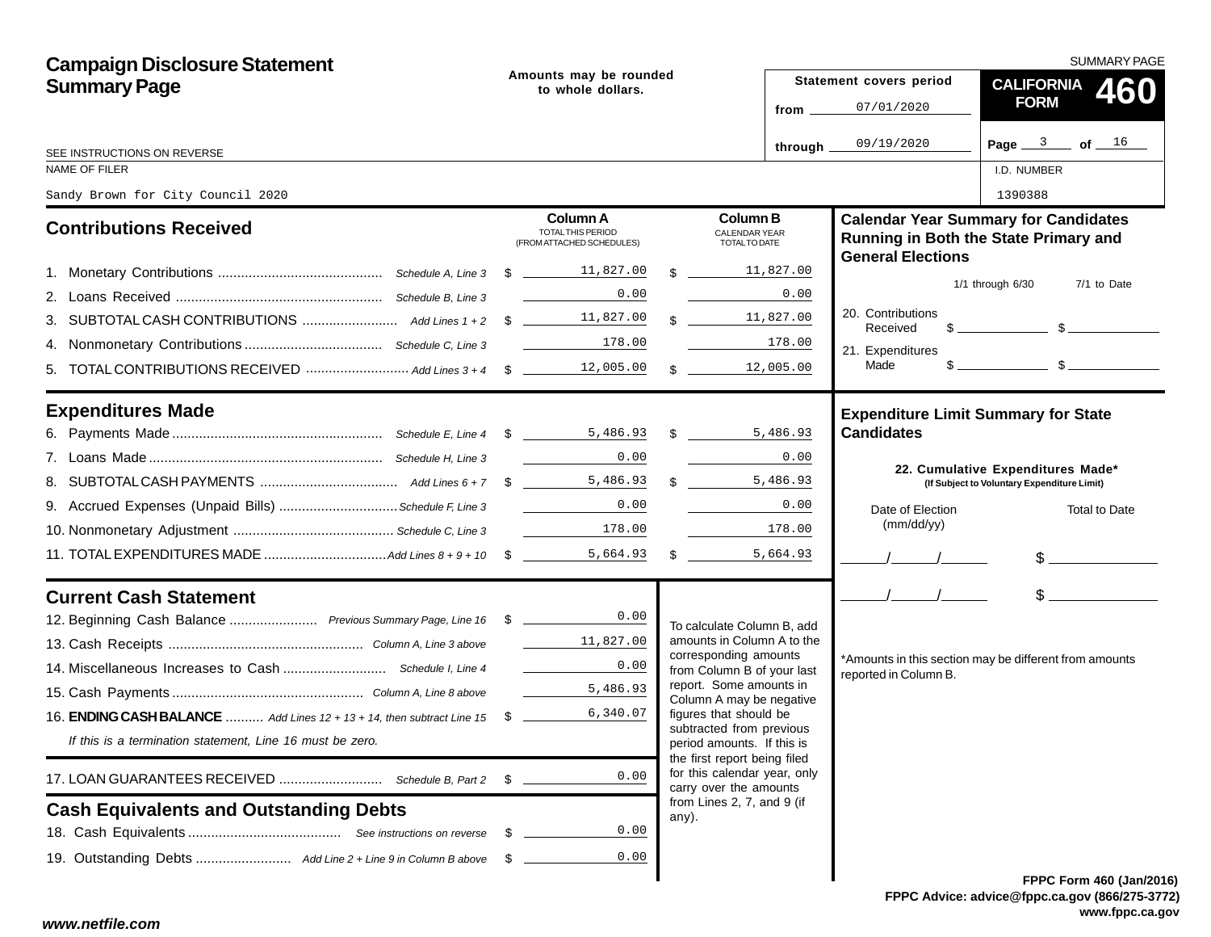# Campaign Disclosure Statement Summary Page

SUMMARY PAGE

**Amounts may be rounded to whole dollars.**

**Statement covers period**
from 07/01/2020
through 09/19/2020

**CALIFORNIA FORM 460**

SEE INSTRUCTIONS ON REVERSE

NAME OF FILER: Sandy Brown for City Council 2020

I.D. NUMBER: 1390388

## Contributions Received

| | | Column A TOTAL THIS PERIOD (FROM ATTACHED SCHEDULES) | Column B CALENDAR YEAR TOTAL TO DATE |
|---|---|---|---|
| 1. Monetary Contributions | Schedule A, Line 3 | $ 11,827.00 | $ 11,827.00 |
| 2. Loans Received | Schedule B, Line 3 | 0.00 | 0.00 |
| 3. SUBTOTAL CASH CONTRIBUTIONS | Add Lines 1 + 2 | $ 11,827.00 | $ 11,827.00 |
| 4. Nonmonetary Contributions | Schedule C, Line 3 | 178.00 | 178.00 |
| 5. TOTAL CONTRIBUTIONS RECEIVED | Add Lines 3 + 4 | $ 12,005.00 | $ 12,005.00 |

## Expenditures Made

| | | Column A | Column B |
|---|---|---|---|
| 6. Payments Made | Schedule E, Line 4 | $ 5,486.93 | $ 5,486.93 |
| 7. Loans Made | Schedule H, Line 3 | 0.00 | 0.00 |
| 8. SUBTOTAL CASH PAYMENTS | Add Lines 6 + 7 | $ 5,486.93 | $ 5,486.93 |
| 9. Accrued Expenses (Unpaid Bills) | Schedule F, Line 3 | 0.00 | 0.00 |
| 10. Nonmonetary Adjustment | Schedule C, Line 3 | 178.00 | 178.00 |
| 11. TOTAL EXPENDITURES MADE | Add Lines 8 + 9 + 10 | $ 5,664.93 | $ 5,664.93 |

## Current Cash Statement

| | | |
|---|---|---|
| 12. Beginning Cash Balance | Previous Summary Page, Line 16 | $ 0.00 |
| 13. Cash Receipts | Column A, Line 3 above | 11,827.00 |
| 14. Miscellaneous Increases to Cash | Schedule I, Line 4 | 0.00 |
| 15. Cash Payments | Column A, Line 8 above | 5,486.93 |
| 16. **ENDING CASH BALANCE** | Add Lines 12 + 13 + 14, then subtract Line 15 | $ 6,340.07 |

*If this is a termination statement, Line 16 must be zero.*

| | | |
|---|---|---|
| 17. LOAN GUARANTEES RECEIVED | Schedule B, Part 2 | $ 0.00 |

## Cash Equivalents and Outstanding Debts

| | | |
|---|---|---|
| 18. Cash Equivalents | See instructions on reverse | $ 0.00 |
| 19. Outstanding Debts | Add Line 2 + Line 9 in Column B above | $ 0.00 |

To calculate Column B, add amounts in Column A to the corresponding amounts from Column B of your last report. Some amounts in Column A may be negative figures that should be subtracted from previous period amounts. If this is the first report being filed for this calendar year, only carry over the amounts from Lines 2, 7, and 9 (if any).

## Calendar Year Summary for Candidates Running in Both the State Primary and General Elections

| | 1/1 through 6/30 | 7/1 to Date |
|---|---|---|
| 20. Contributions Received | $ | $ |
| 21. Expenditures Made | $ | $ |

## Expenditure Limit Summary for State Candidates

**22. Cumulative Expenditures Made*** (If Subject to Voluntary Expenditure Limit)

| Date of Election (mm/dd/yy) | Total to Date |
|---|---|
| / / | $ |
| / / | $ |

*Amounts in this section may be different from amounts reported in Column B.

FPPC Form 460 (Jan/2016)
FPPC Advice: advice@fppc.ca.gov (866/275-3772)
www.fppc.ca.gov

www.netfile.com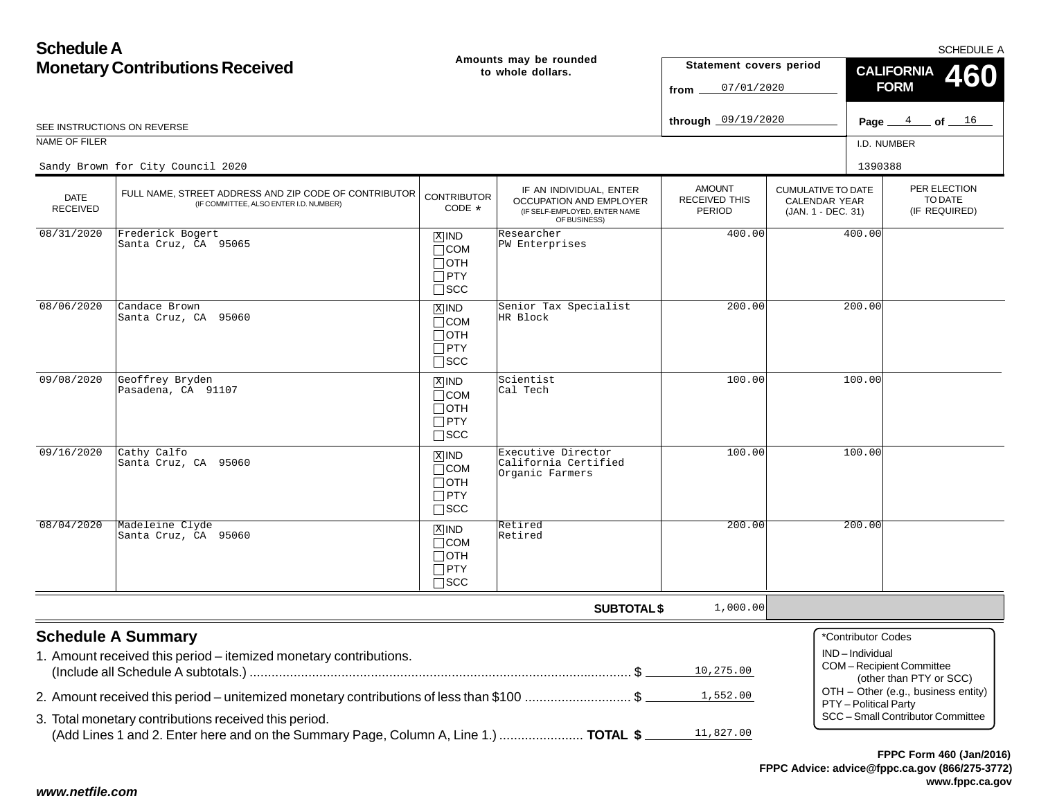# Schedule A
## Monetary Contributions Received

Amounts may be rounded to whole dollars.

SCHEDULE A

**CALIFORNIA FORM 460**

Statement covers period
from 07/01/2020
through 09/19/2020

SEE INSTRUCTIONS ON REVERSE

NAME OF FILER: Sandy Brown for City Council 2020

I.D. NUMBER: 1390388

| DATE RECEIVED | FULL NAME, STREET ADDRESS AND ZIP CODE OF CONTRIBUTOR (IF COMMITTEE, ALSO ENTER I.D. NUMBER) | CONTRIBUTOR CODE * | IF AN INDIVIDUAL, ENTER OCCUPATION AND EMPLOYER (IF SELF-EMPLOYED, ENTER NAME OF BUSINESS) | AMOUNT RECEIVED THIS PERIOD | CUMULATIVE TO DATE CALENDAR YEAR (JAN. 1 - DEC. 31) | PER ELECTION TO DATE (IF REQUIRED) |
|---|---|---|---|---|---|---|
| 08/31/2020 | Frederick Bogert<br>Santa Cruz, CA 95065 | [X] IND<br>[ ] COM<br>[ ] OTH<br>[ ] PTY<br>[ ] SCC | Researcher<br>PW Enterprises | 400.00 | 400.00 | |
| 08/06/2020 | Candace Brown<br>Santa Cruz, CA 95060 | [X] IND<br>[ ] COM<br>[ ] OTH<br>[ ] PTY<br>[ ] SCC | Senior Tax Specialist<br>HR Block | 200.00 | 200.00 | |
| 09/08/2020 | Geoffrey Bryden<br>Pasadena, CA 91107 | [X] IND<br>[ ] COM<br>[ ] OTH<br>[ ] PTY<br>[ ] SCC | Scientist<br>Cal Tech | 100.00 | 100.00 | |
| 09/16/2020 | Cathy Calfo<br>Santa Cruz, CA 95060 | [X] IND<br>[ ] COM<br>[ ] OTH<br>[ ] PTY<br>[ ] SCC | Executive Director<br>California Certified Organic Farmers | 100.00 | 100.00 | |
| 08/04/2020 | Madeleine Clyde<br>Santa Cruz, CA 95060 | [X] IND<br>[ ] COM<br>[ ] OTH<br>[ ] PTY<br>[ ] SCC | Retired<br>Retired | 200.00 | 200.00 | |
| | | | **SUBTOTAL $** | 1,000.00 | | |

## Schedule A Summary

1. Amount received this period – itemized monetary contributions. (Include all Schedule A subtotals.) ........ $ 10,275.00
2. Amount received this period – unitemized monetary contributions of less than $100 ........ $ 1,552.00
3. Total monetary contributions received this period. (Add Lines 1 and 2. Enter here and on the Summary Page, Column A, Line 1.) ........ **TOTAL $** 11,827.00

*Contributor Codes
- IND – Individual
- COM – Recipient Committee (other than PTY or SCC)
- OTH – Other (e.g., business entity)
- PTY – Political Party
- SCC – Small Contributor Committee

**FPPC Form 460 (Jan/2016)**
**FPPC Advice: advice@fppc.ca.gov (866/275-3772)**
**www.fppc.ca.gov**

***www.netfile.com***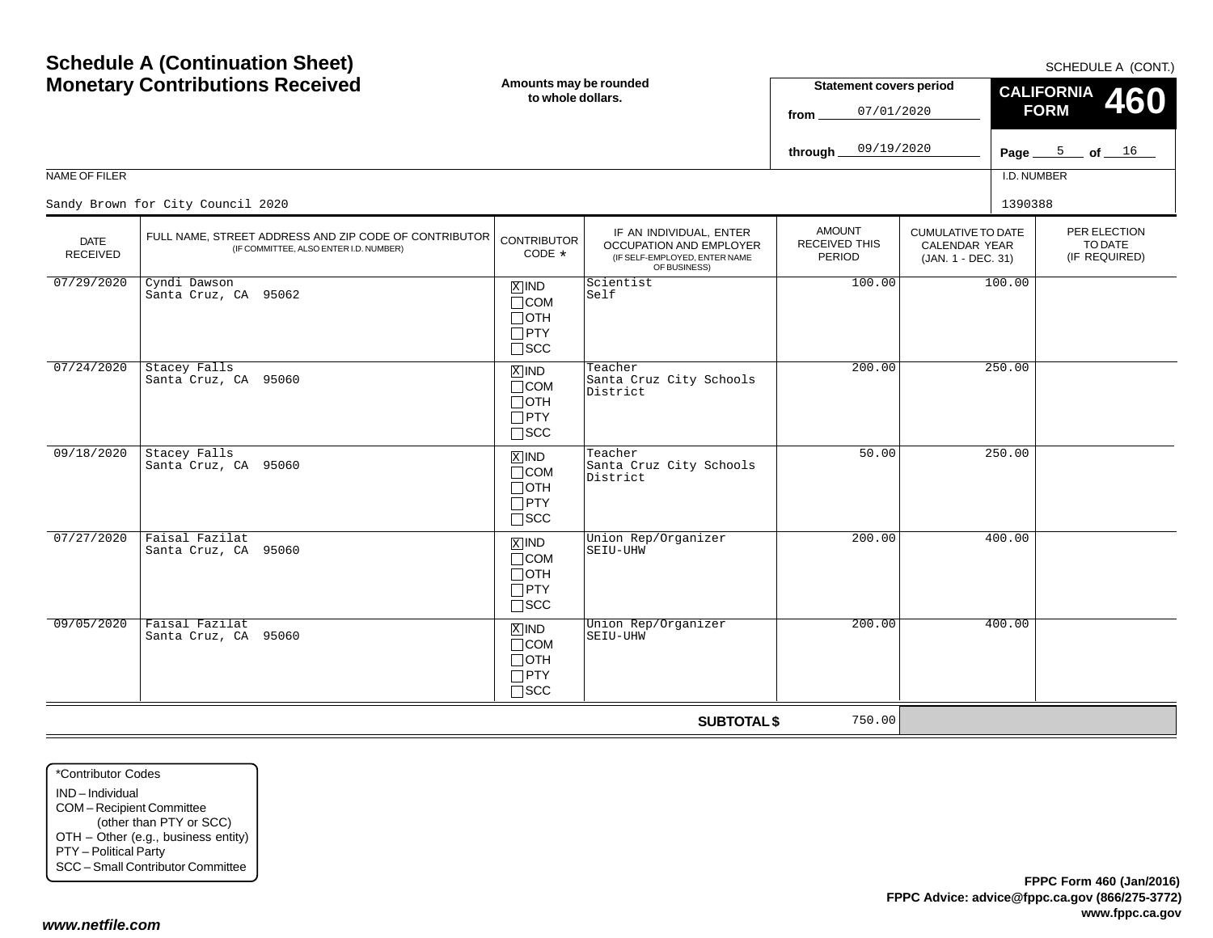# Schedule A (Continuation Sheet)
# Monetary Contributions Received

SCHEDULE A (CONT.)

**Amounts may be rounded to whole dollars.**

**Statement covers period**
from 07/01/2020
through 09/19/2020

**CALIFORNIA FORM 460**

Page 5 of 16

NAME OF FILER: Sandy Brown for City Council 2020

I.D. NUMBER: 1390388

| DATE RECEIVED | FULL NAME, STREET ADDRESS AND ZIP CODE OF CONTRIBUTOR (IF COMMITTEE, ALSO ENTER I.D. NUMBER) | CONTRIBUTOR CODE * | IF AN INDIVIDUAL, ENTER OCCUPATION AND EMPLOYER (IF SELF-EMPLOYED, ENTER NAME OF BUSINESS) | AMOUNT RECEIVED THIS PERIOD | CUMULATIVE TO DATE CALENDAR YEAR (JAN. 1 - DEC. 31) | PER ELECTION TO DATE (IF REQUIRED) |
|---|---|---|---|---|---|---|
| 07/29/2020 | Cyndi Dawson<br>Santa Cruz, CA 95062 | [X] IND<br>[ ] COM<br>[ ] OTH<br>[ ] PTY<br>[ ] SCC | Scientist<br>Self | 100.00 | 100.00 | |
| 07/24/2020 | Stacey Falls<br>Santa Cruz, CA 95060 | [X] IND<br>[ ] COM<br>[ ] OTH<br>[ ] PTY<br>[ ] SCC | Teacher<br>Santa Cruz City Schools District | 200.00 | 250.00 | |
| 09/18/2020 | Stacey Falls<br>Santa Cruz, CA 95060 | [X] IND<br>[ ] COM<br>[ ] OTH<br>[ ] PTY<br>[ ] SCC | Teacher<br>Santa Cruz City Schools District | 50.00 | 250.00 | |
| 07/27/2020 | Faisal Fazilat<br>Santa Cruz, CA 95060 | [X] IND<br>[ ] COM<br>[ ] OTH<br>[ ] PTY<br>[ ] SCC | Union Rep/Organizer<br>SEIU-UHW | 200.00 | 400.00 | |
| 09/05/2020 | Faisal Fazilat<br>Santa Cruz, CA 95060 | [X] IND<br>[ ] COM<br>[ ] OTH<br>[ ] PTY<br>[ ] SCC | Union Rep/Organizer<br>SEIU-UHW | 200.00 | 400.00 | |
| | | | **SUBTOTAL $** | 750.00 | | |

*Contributor Codes
- IND – Individual
- COM – Recipient Committee (other than PTY or SCC)
- OTH – Other (e.g., business entity)
- PTY – Political Party
- SCC – Small Contributor Committee

**FPPC Form 460 (Jan/2016)**
**FPPC Advice: advice@fppc.ca.gov (866/275-3772)**
**www.fppc.ca.gov**

*www.netfile.com*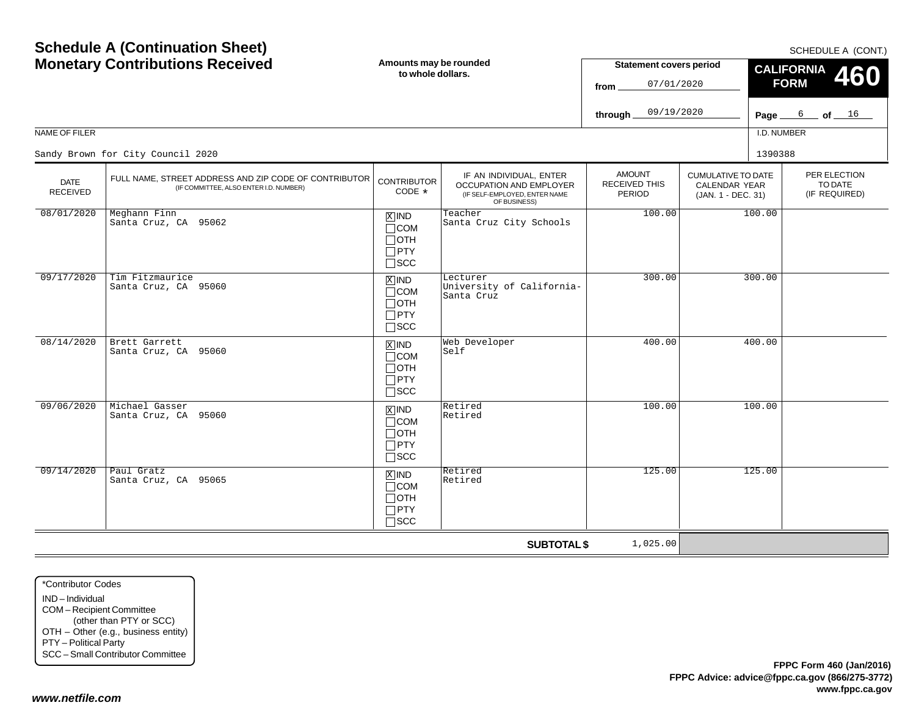# Schedule A (Continuation Sheet)
## Monetary Contributions Received

SCHEDULE A (CONT.)

**Amounts may be rounded to whole dollars.**

**Statement covers period**

from 07/01/2020

through 09/19/2020

**CALIFORNIA FORM 460**

Page 6 of 16

NAME OF FILER: Sandy Brown for City Council 2020

I.D. NUMBER: 1390388

| DATE RECEIVED | FULL NAME, STREET ADDRESS AND ZIP CODE OF CONTRIBUTOR (IF COMMITTEE, ALSO ENTER I.D. NUMBER) | CONTRIBUTOR CODE * | IF AN INDIVIDUAL, ENTER OCCUPATION AND EMPLOYER (IF SELF-EMPLOYED, ENTER NAME OF BUSINESS) | AMOUNT RECEIVED THIS PERIOD | CUMULATIVE TO DATE CALENDAR YEAR (JAN. 1 - DEC. 31) | PER ELECTION TO DATE (IF REQUIRED) |
|---|---|---|---|---|---|---|
| 08/01/2020 | Meghann Finn<br>Santa Cruz, CA 95062 | [X] IND<br>[ ] COM<br>[ ] OTH<br>[ ] PTY<br>[ ] SCC | Teacher<br>Santa Cruz City Schools | 100.00 | 100.00 | |
| 09/17/2020 | Tim Fitzmaurice<br>Santa Cruz, CA 95060 | [X] IND<br>[ ] COM<br>[ ] OTH<br>[ ] PTY<br>[ ] SCC | Lecturer<br>University of California-Santa Cruz | 300.00 | 300.00 | |
| 08/14/2020 | Brett Garrett<br>Santa Cruz, CA 95060 | [X] IND<br>[ ] COM<br>[ ] OTH<br>[ ] PTY<br>[ ] SCC | Web Developer<br>Self | 400.00 | 400.00 | |
| 09/06/2020 | Michael Gasser<br>Santa Cruz, CA 95060 | [X] IND<br>[ ] COM<br>[ ] OTH<br>[ ] PTY<br>[ ] SCC | Retired<br>Retired | 100.00 | 100.00 | |
| 09/14/2020 | Paul Gratz<br>Santa Cruz, CA 95065 | [X] IND<br>[ ] COM<br>[ ] OTH<br>[ ] PTY<br>[ ] SCC | Retired<br>Retired | 125.00 | 125.00 | |
| | | | **SUBTOTAL $** | 1,025.00 | | |

*Contributor Codes
- IND – Individual
- COM – Recipient Committee (other than PTY or SCC)
- OTH – Other (e.g., business entity)
- PTY – Political Party
- SCC – Small Contributor Committee

**FPPC Form 460 (Jan/2016)**
**FPPC Advice: advice@fppc.ca.gov (866/275-3772)**
**www.fppc.ca.gov**

***www.netfile.com***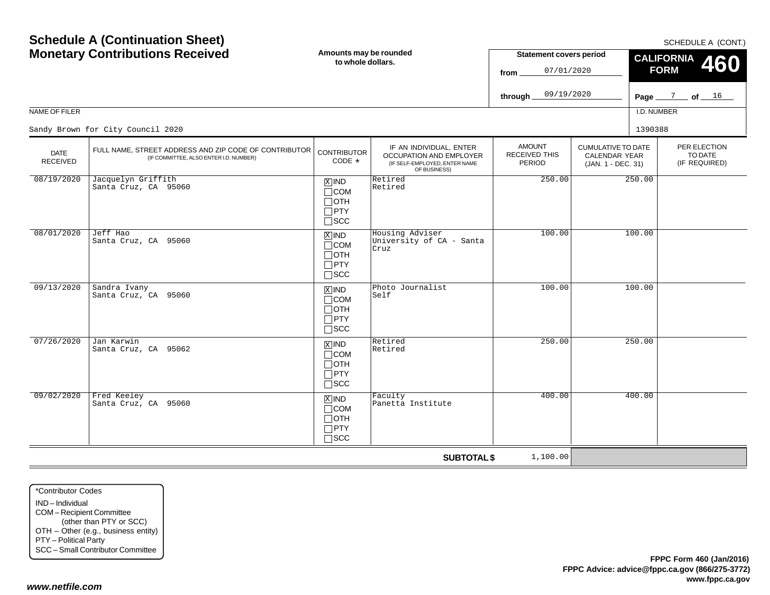# Schedule A (Continuation Sheet)
# Monetary Contributions Received

SCHEDULE A (CONT.)

**Amounts may be rounded to whole dollars.**

**Statement covers period**

from 07/01/2020

through 09/19/2020

**CALIFORNIA FORM 460**

Page 7 of 16

NAME OF FILER: Sandy Brown for City Council 2020

I.D. NUMBER: 1390388

| DATE RECEIVED | FULL NAME, STREET ADDRESS AND ZIP CODE OF CONTRIBUTOR (IF COMMITTEE, ALSO ENTER I.D. NUMBER) | CONTRIBUTOR CODE * | IF AN INDIVIDUAL, ENTER OCCUPATION AND EMPLOYER (IF SELF-EMPLOYED, ENTER NAME OF BUSINESS) | AMOUNT RECEIVED THIS PERIOD | CUMULATIVE TO DATE CALENDAR YEAR (JAN. 1 - DEC. 31) | PER ELECTION TO DATE (IF REQUIRED) |
|---|---|---|---|---|---|---|
| 08/19/2020 | Jacquelyn Griffith<br>Santa Cruz, CA 95060 | [X] IND [ ] COM [ ] OTH [ ] PTY [ ] SCC | Retired<br>Retired | 250.00 | 250.00 | |
| 08/01/2020 | Jeff Hao<br>Santa Cruz, CA 95060 | [X] IND [ ] COM [ ] OTH [ ] PTY [ ] SCC | Housing Adviser<br>University of CA - Santa Cruz | 100.00 | 100.00 | |
| 09/13/2020 | Sandra Ivany<br>Santa Cruz, CA 95060 | [X] IND [ ] COM [ ] OTH [ ] PTY [ ] SCC | Photo Journalist<br>Self | 100.00 | 100.00 | |
| 07/26/2020 | Jan Karwin<br>Santa Cruz, CA 95062 | [X] IND [ ] COM [ ] OTH [ ] PTY [ ] SCC | Retired<br>Retired | 250.00 | 250.00 | |
| 09/02/2020 | Fred Keeley<br>Santa Cruz, CA 95060 | [X] IND [ ] COM [ ] OTH [ ] PTY [ ] SCC | Faculty<br>Panetta Institute | 400.00 | 400.00 | |
| | | | **SUBTOTAL $** | 1,100.00 | | |

*Contributor Codes
- IND – Individual
- COM – Recipient Committee (other than PTY or SCC)
- OTH – Other (e.g., business entity)
- PTY – Political Party
- SCC – Small Contributor Committee

**FPPC Form 460 (Jan/2016)**
**FPPC Advice: advice@fppc.ca.gov (866/275-3772)**
**www.fppc.ca.gov**

***www.netfile.com***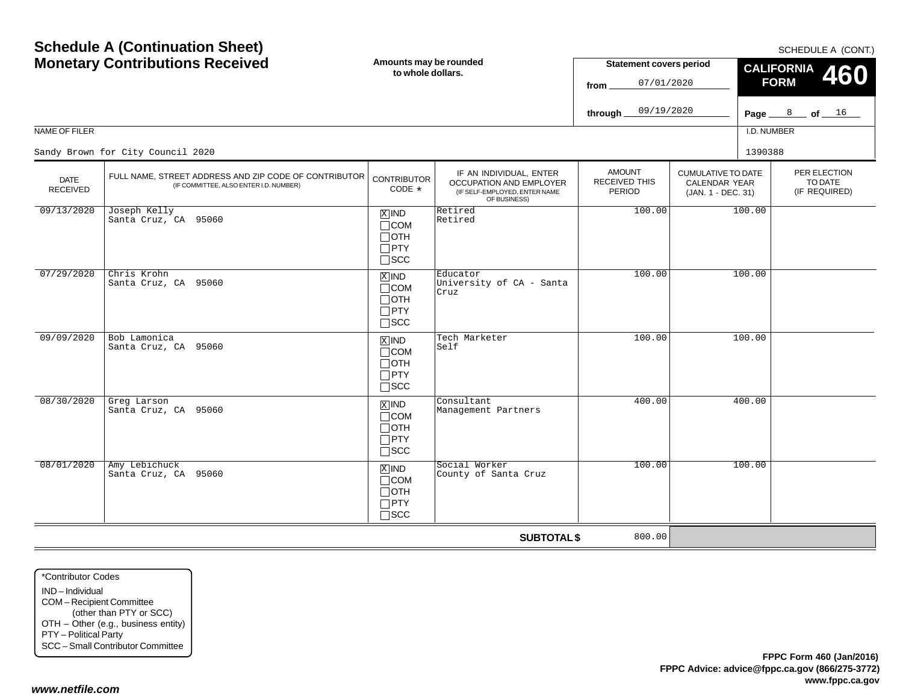# Schedule A (Continuation Sheet)
# Monetary Contributions Received

SCHEDULE A (CONT.)

**Amounts may be rounded to whole dollars.**

**Statement covers period**
from 07/01/2020
through 09/19/2020

**CALIFORNIA FORM 460**

Page 8 of 16

NAME OF FILER: Sandy Brown for City Council 2020

I.D. NUMBER: 1390388

| DATE RECEIVED | FULL NAME, STREET ADDRESS AND ZIP CODE OF CONTRIBUTOR (IF COMMITTEE, ALSO ENTER I.D. NUMBER) | CONTRIBUTOR CODE * | IF AN INDIVIDUAL, ENTER OCCUPATION AND EMPLOYER (IF SELF-EMPLOYED, ENTER NAME OF BUSINESS) | AMOUNT RECEIVED THIS PERIOD | CUMULATIVE TO DATE CALENDAR YEAR (JAN. 1 - DEC. 31) | PER ELECTION TO DATE (IF REQUIRED) |
|---|---|---|---|---|---|---|
| 09/13/2020 | Joseph Kelly<br>Santa Cruz, CA 95060 | [X] IND [ ] COM [ ] OTH [ ] PTY [ ] SCC | Retired<br>Retired | 100.00 | 100.00 | |
| 07/29/2020 | Chris Krohn<br>Santa Cruz, CA 95060 | [X] IND [ ] COM [ ] OTH [ ] PTY [ ] SCC | Educator<br>University of CA - Santa Cruz | 100.00 | 100.00 | |
| 09/09/2020 | Bob Lamonica<br>Santa Cruz, CA 95060 | [X] IND [ ] COM [ ] OTH [ ] PTY [ ] SCC | Tech Marketer<br>Self | 100.00 | 100.00 | |
| 08/30/2020 | Greg Larson<br>Santa Cruz, CA 95060 | [X] IND [ ] COM [ ] OTH [ ] PTY [ ] SCC | Consultant<br>Management Partners | 400.00 | 400.00 | |
| 08/01/2020 | Amy Lebichuck<br>Santa Cruz, CA 95060 | [X] IND [ ] COM [ ] OTH [ ] PTY [ ] SCC | Social Worker<br>County of Santa Cruz | 100.00 | 100.00 | |
| | | | **SUBTOTAL $** | 800.00 | | |

*Contributor Codes
- IND – Individual
- COM – Recipient Committee (other than PTY or SCC)
- OTH – Other (e.g., business entity)
- PTY – Political Party
- SCC – Small Contributor Committee

**FPPC Form 460 (Jan/2016)**
**FPPC Advice: advice@fppc.ca.gov (866/275-3772)**
**www.fppc.ca.gov**

***www.netfile.com***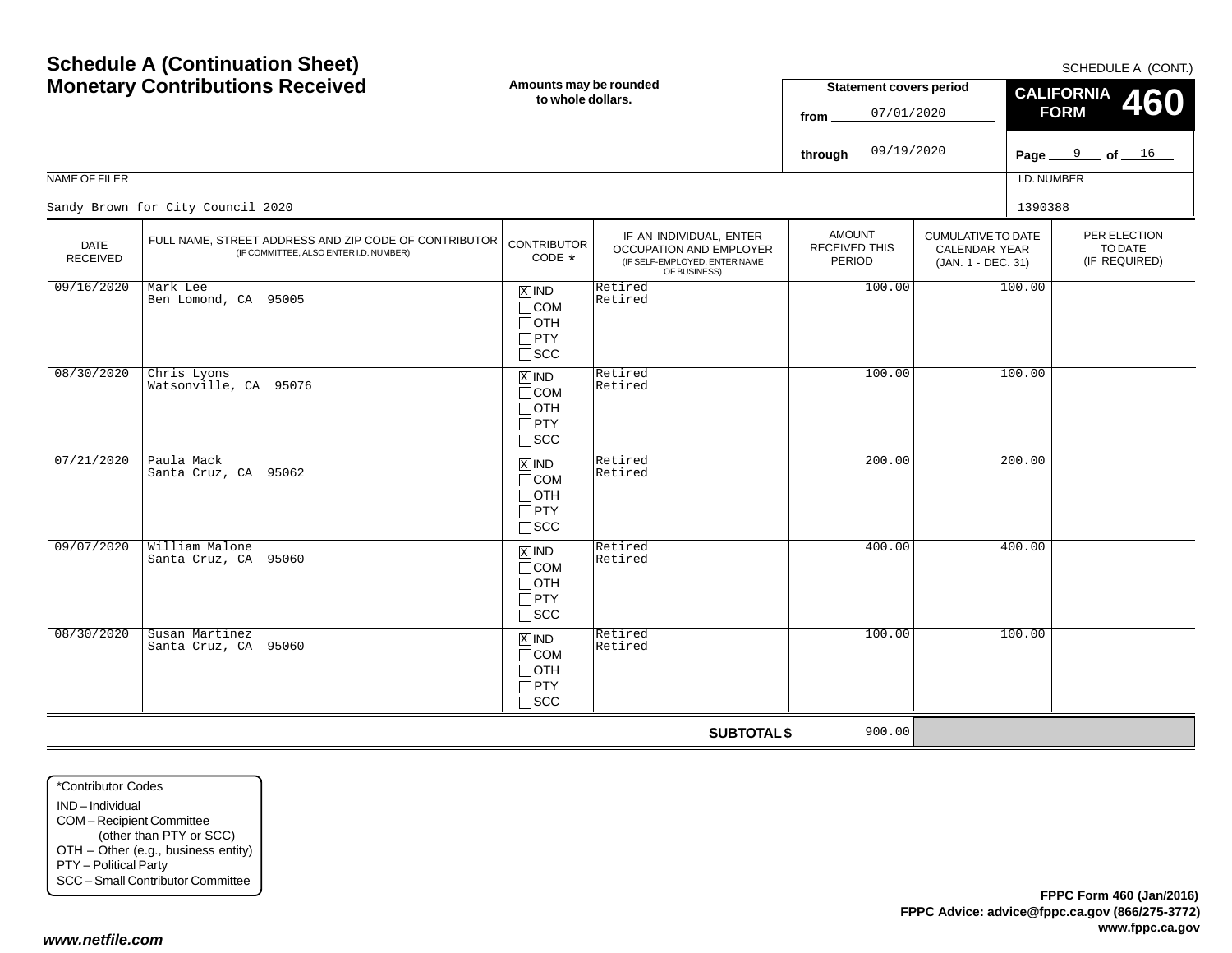# Schedule A (Continuation Sheet)
# Monetary Contributions Received

SCHEDULE A (CONT.)

**Amounts may be rounded to whole dollars.**

**Statement covers period**
from 07/01/2020
through 09/19/2020

**CALIFORNIA FORM 460**

Page 9 of 16

NAME OF FILER: Sandy Brown for City Council 2020

I.D. NUMBER: 1390388

| DATE RECEIVED | FULL NAME, STREET ADDRESS AND ZIP CODE OF CONTRIBUTOR (IF COMMITTEE, ALSO ENTER I.D. NUMBER) | CONTRIBUTOR CODE * | IF AN INDIVIDUAL, ENTER OCCUPATION AND EMPLOYER (IF SELF-EMPLOYED, ENTER NAME OF BUSINESS) | AMOUNT RECEIVED THIS PERIOD | CUMULATIVE TO DATE CALENDAR YEAR (JAN. 1 - DEC. 31) | PER ELECTION TO DATE (IF REQUIRED) |
|---|---|---|---|---|---|---|
| 09/16/2020 | Mark Lee<br>Ben Lomond, CA 95005 | [X] IND [ ] COM [ ] OTH [ ] PTY [ ] SCC | Retired<br>Retired | 100.00 | 100.00 | |
| 08/30/2020 | Chris Lyons<br>Watsonville, CA 95076 | [X] IND [ ] COM [ ] OTH [ ] PTY [ ] SCC | Retired<br>Retired | 100.00 | 100.00 | |
| 07/21/2020 | Paula Mack<br>Santa Cruz, CA 95062 | [X] IND [ ] COM [ ] OTH [ ] PTY [ ] SCC | Retired<br>Retired | 200.00 | 200.00 | |
| 09/07/2020 | William Malone<br>Santa Cruz, CA 95060 | [X] IND [ ] COM [ ] OTH [ ] PTY [ ] SCC | Retired<br>Retired | 400.00 | 400.00 | |
| 08/30/2020 | Susan Martinez<br>Santa Cruz, CA 95060 | [X] IND [ ] COM [ ] OTH [ ] PTY [ ] SCC | Retired<br>Retired | 100.00 | 100.00 | |
| | | | **SUBTOTAL $** | 900.00 | | |

*Contributor Codes
- IND – Individual
- COM – Recipient Committee (other than PTY or SCC)
- OTH – Other (e.g., business entity)
- PTY – Political Party
- SCC – Small Contributor Committee

**FPPC Form 460 (Jan/2016)**
**FPPC Advice: advice@fppc.ca.gov (866/275-3772)**
**www.fppc.ca.gov**

***www.netfile.com***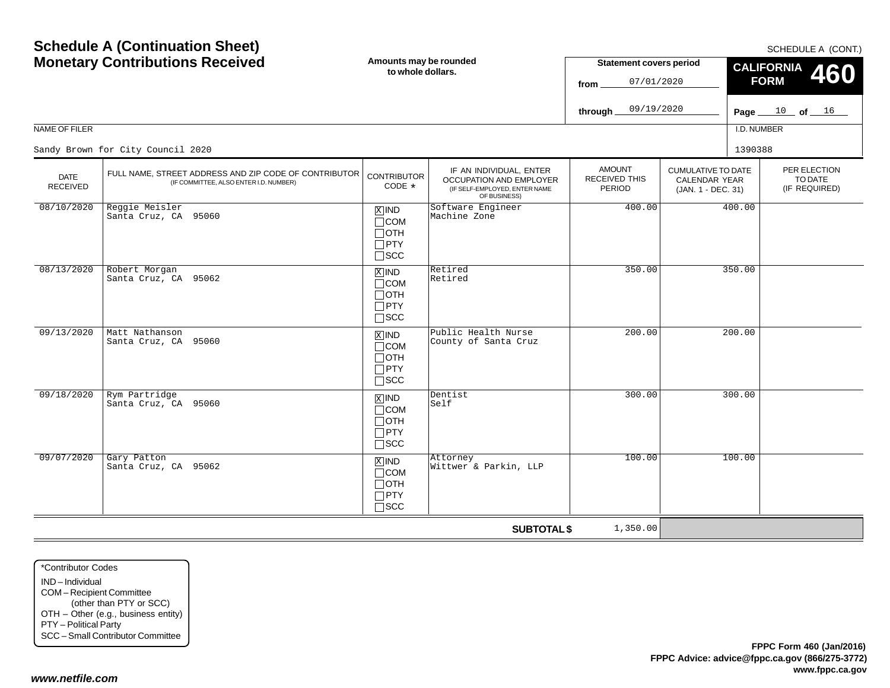# Schedule A (Continuation Sheet)
# Monetary Contributions Received

**Amounts may be rounded to whole dollars.**

SCHEDULE A (CONT.)

**Statement covers period**

from 07/01/2020

through 09/19/2020

**CALIFORNIA FORM 460**

NAME OF FILER: Sandy Brown for City Council 2020

I.D. NUMBER: 1390388

| DATE RECEIVED | FULL NAME, STREET ADDRESS AND ZIP CODE OF CONTRIBUTOR (IF COMMITTEE, ALSO ENTER I.D. NUMBER) | CONTRIBUTOR CODE * | IF AN INDIVIDUAL, ENTER OCCUPATION AND EMPLOYER (IF SELF-EMPLOYED, ENTER NAME OF BUSINESS) | AMOUNT RECEIVED THIS PERIOD | CUMULATIVE TO DATE CALENDAR YEAR (JAN. 1 - DEC. 31) | PER ELECTION TO DATE (IF REQUIRED) |
|---|---|---|---|---|---|---|
| 08/10/2020 | Reggie Meisler<br>Santa Cruz, CA 95060 | [X] IND<br>[ ] COM<br>[ ] OTH<br>[ ] PTY<br>[ ] SCC | Software Engineer<br>Machine Zone | 400.00 | 400.00 | |
| 08/13/2020 | Robert Morgan<br>Santa Cruz, CA 95062 | [X] IND<br>[ ] COM<br>[ ] OTH<br>[ ] PTY<br>[ ] SCC | Retired<br>Retired | 350.00 | 350.00 | |
| 09/13/2020 | Matt Nathanson<br>Santa Cruz, CA 95060 | [X] IND<br>[ ] COM<br>[ ] OTH<br>[ ] PTY<br>[ ] SCC | Public Health Nurse<br>County of Santa Cruz | 200.00 | 200.00 | |
| 09/18/2020 | Rym Partridge<br>Santa Cruz, CA 95060 | [X] IND<br>[ ] COM<br>[ ] OTH<br>[ ] PTY<br>[ ] SCC | Dentist<br>Self | 300.00 | 300.00 | |
| 09/07/2020 | Gary Patton<br>Santa Cruz, CA 95062 | [X] IND<br>[ ] COM<br>[ ] OTH<br>[ ] PTY<br>[ ] SCC | Attorney<br>Wittwer & Parkin, LLP | 100.00 | 100.00 | |
| | | | **SUBTOTAL $** | 1,350.00 | | |

*Contributor Codes
- IND – Individual
- COM – Recipient Committee (other than PTY or SCC)
- OTH – Other (e.g., business entity)
- PTY – Political Party
- SCC – Small Contributor Committee

**FPPC Form 460 (Jan/2016)**
**FPPC Advice: advice@fppc.ca.gov (866/275-3772)**
**www.fppc.ca.gov**

***www.netfile.com***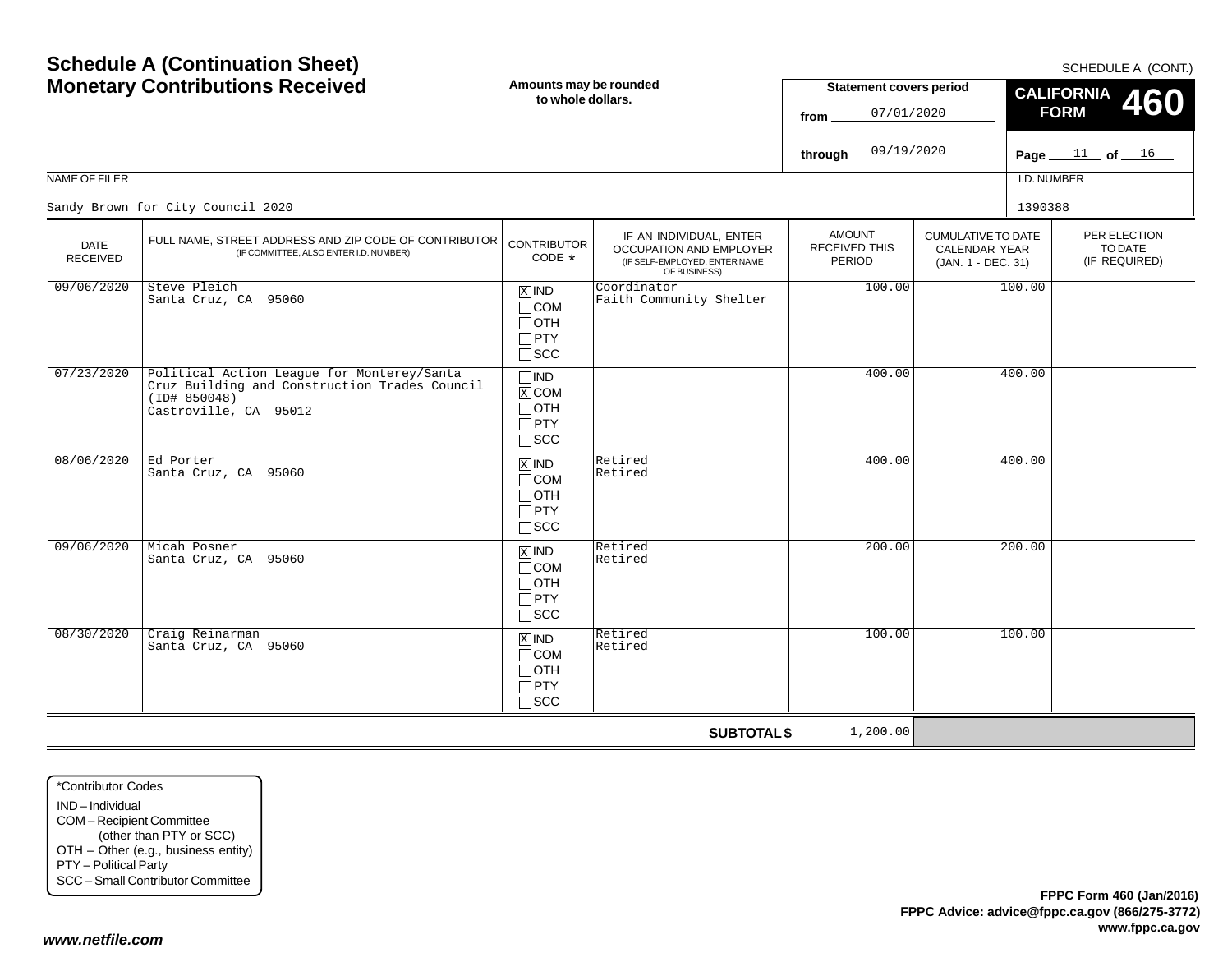# Schedule A (Continuation Sheet)
# Monetary Contributions Received

**Amounts may be rounded to whole dollars.**

SCHEDULE A (CONT.)

**CALIFORNIA FORM 460**

**Statement covers period**

from 07/01/2020

through 09/19/2020

Page 11 of 16

NAME OF FILER: Sandy Brown for City Council 2020

I.D. NUMBER: 1390388

| DATE RECEIVED | FULL NAME, STREET ADDRESS AND ZIP CODE OF CONTRIBUTOR (IF COMMITTEE, ALSO ENTER I.D. NUMBER) | CONTRIBUTOR CODE * | IF AN INDIVIDUAL, ENTER OCCUPATION AND EMPLOYER (IF SELF-EMPLOYED, ENTER NAME OF BUSINESS) | AMOUNT RECEIVED THIS PERIOD | CUMULATIVE TO DATE CALENDAR YEAR (JAN. 1 - DEC. 31) | PER ELECTION TO DATE (IF REQUIRED) |
|---|---|---|---|---|---|---|
| 09/06/2020 | Steve Pleich<br>Santa Cruz, CA 95060 | [X] IND<br>[ ] COM<br>[ ] OTH<br>[ ] PTY<br>[ ] SCC | Coordinator<br>Faith Community Shelter | 100.00 | 100.00 | |
| 07/23/2020 | Political Action League for Monterey/Santa Cruz Building and Construction Trades Council (ID# 850048)<br>Castroville, CA 95012 | [ ] IND<br>[X] COM<br>[ ] OTH<br>[ ] PTY<br>[ ] SCC | | 400.00 | 400.00 | |
| 08/06/2020 | Ed Porter<br>Santa Cruz, CA 95060 | [X] IND<br>[ ] COM<br>[ ] OTH<br>[ ] PTY<br>[ ] SCC | Retired<br>Retired | 400.00 | 400.00 | |
| 09/06/2020 | Micah Posner<br>Santa Cruz, CA 95060 | [X] IND<br>[ ] COM<br>[ ] OTH<br>[ ] PTY<br>[ ] SCC | Retired<br>Retired | 200.00 | 200.00 | |
| 08/30/2020 | Craig Reinarman<br>Santa Cruz, CA 95060 | [X] IND<br>[ ] COM<br>[ ] OTH<br>[ ] PTY<br>[ ] SCC | Retired<br>Retired | 100.00 | 100.00 | |
| | | | **SUBTOTAL $** | 1,200.00 | | |

*Contributor Codes
- IND – Individual
- COM – Recipient Committee (other than PTY or SCC)
- OTH – Other (e.g., business entity)
- PTY – Political Party
- SCC – Small Contributor Committee

**FPPC Form 460 (Jan/2016)**
**FPPC Advice: advice@fppc.ca.gov (866/275-3772)**
**www.fppc.ca.gov**

***www.netfile.com***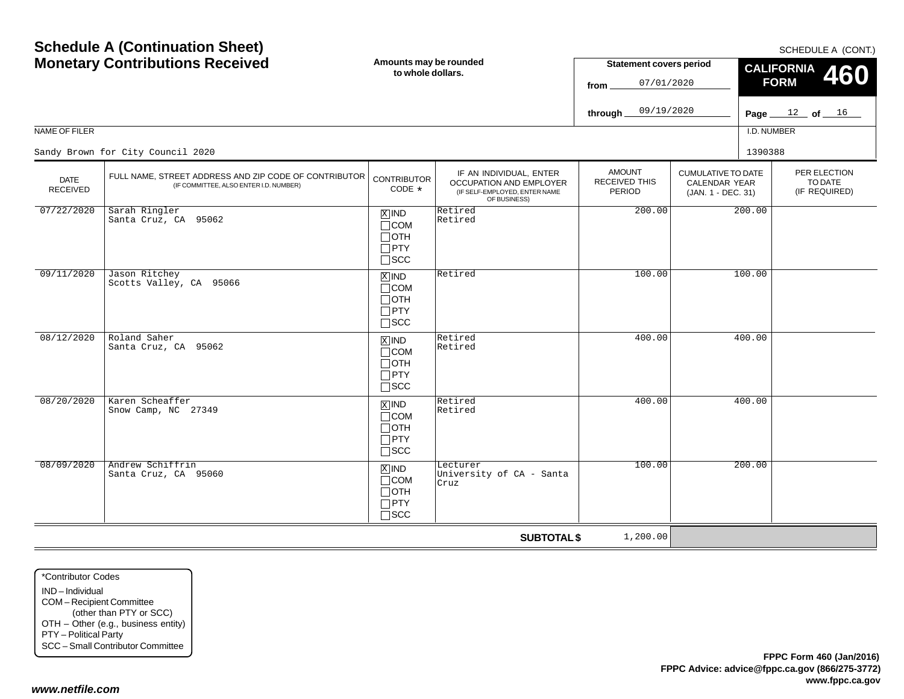# Schedule A (Continuation Sheet)
# Monetary Contributions Received

SCHEDULE A (CONT.)

**Amounts may be rounded to whole dollars.**

**Statement covers period**

from 07/01/2020

through 09/19/2020

**CALIFORNIA FORM 460**

Page 12 of 16

NAME OF FILER: Sandy Brown for City Council 2020

I.D. NUMBER: 1390388

| DATE RECEIVED | FULL NAME, STREET ADDRESS AND ZIP CODE OF CONTRIBUTOR (IF COMMITTEE, ALSO ENTER I.D. NUMBER) | CONTRIBUTOR CODE * | IF AN INDIVIDUAL, ENTER OCCUPATION AND EMPLOYER (IF SELF-EMPLOYED, ENTER NAME OF BUSINESS) | AMOUNT RECEIVED THIS PERIOD | CUMULATIVE TO DATE CALENDAR YEAR (JAN. 1 - DEC. 31) | PER ELECTION TO DATE (IF REQUIRED) |
|---|---|---|---|---|---|---|
| 07/22/2020 | Sarah Ringler<br>Santa Cruz, CA 95062 | [X] IND<br>[ ] COM<br>[ ] OTH<br>[ ] PTY<br>[ ] SCC | Retired<br>Retired | 200.00 | 200.00 | |
| 09/11/2020 | Jason Ritchey<br>Scotts Valley, CA 95066 | [X] IND<br>[ ] COM<br>[ ] OTH<br>[ ] PTY<br>[ ] SCC | Retired | 100.00 | 100.00 | |
| 08/12/2020 | Roland Saher<br>Santa Cruz, CA 95062 | [X] IND<br>[ ] COM<br>[ ] OTH<br>[ ] PTY<br>[ ] SCC | Retired<br>Retired | 400.00 | 400.00 | |
| 08/20/2020 | Karen Scheaffer<br>Snow Camp, NC 27349 | [X] IND<br>[ ] COM<br>[ ] OTH<br>[ ] PTY<br>[ ] SCC | Retired<br>Retired | 400.00 | 400.00 | |
| 08/09/2020 | Andrew Schiffrin<br>Santa Cruz, CA 95060 | [X] IND<br>[ ] COM<br>[ ] OTH<br>[ ] PTY<br>[ ] SCC | Lecturer<br>University of CA - Santa Cruz | 100.00 | 200.00 | |
| | | | **SUBTOTAL $** | 1,200.00 | | |

*Contributor Codes
- IND – Individual
- COM – Recipient Committee (other than PTY or SCC)
- OTH – Other (e.g., business entity)
- PTY – Political Party
- SCC – Small Contributor Committee

**FPPC Form 460 (Jan/2016)**
**FPPC Advice: advice@fppc.ca.gov (866/275-3772)**
**www.fppc.ca.gov**

***www.netfile.com***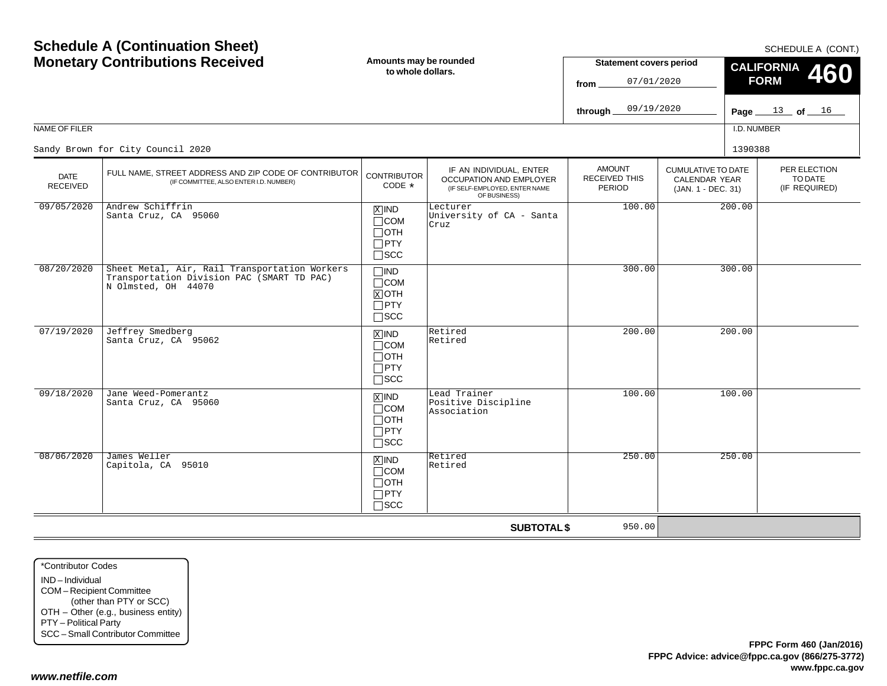# Schedule A (Continuation Sheet)
# Monetary Contributions Received

**Amounts may be rounded to whole dollars.**

SCHEDULE A (CONT.)

**CALIFORNIA FORM 460**

**Statement covers period**

from 07/01/2020

through 09/19/2020

NAME OF FILER: Sandy Brown for City Council 2020

I.D. NUMBER: 1390388

| DATE RECEIVED | FULL NAME, STREET ADDRESS AND ZIP CODE OF CONTRIBUTOR (IF COMMITTEE, ALSO ENTER I.D. NUMBER) | CONTRIBUTOR CODE * | IF AN INDIVIDUAL, ENTER OCCUPATION AND EMPLOYER (IF SELF-EMPLOYED, ENTER NAME OF BUSINESS) | AMOUNT RECEIVED THIS PERIOD | CUMULATIVE TO DATE CALENDAR YEAR (JAN. 1 - DEC. 31) | PER ELECTION TO DATE (IF REQUIRED) |
|---|---|---|---|---|---|---|
| 09/05/2020 | Andrew Schiffrin<br>Santa Cruz, CA 95060 | [X] IND<br>[ ] COM<br>[ ] OTH<br>[ ] PTY<br>[ ] SCC | Lecturer<br>University of CA - Santa Cruz | 100.00 | 200.00 | |
| 08/20/2020 | Sheet Metal, Air, Rail Transportation Workers Transportation Division PAC (SMART TD PAC)<br>N Olmsted, OH 44070 | [ ] IND<br>[ ] COM<br>[X] OTH<br>[ ] PTY<br>[ ] SCC | | 300.00 | 300.00 | |
| 07/19/2020 | Jeffrey Smedberg<br>Santa Cruz, CA 95062 | [X] IND<br>[ ] COM<br>[ ] OTH<br>[ ] PTY<br>[ ] SCC | Retired<br>Retired | 200.00 | 200.00 | |
| 09/18/2020 | Jane Weed-Pomerantz<br>Santa Cruz, CA 95060 | [X] IND<br>[ ] COM<br>[ ] OTH<br>[ ] PTY<br>[ ] SCC | Lead Trainer<br>Positive Discipline Association | 100.00 | 100.00 | |
| 08/06/2020 | James Weller<br>Capitola, CA 95010 | [X] IND<br>[ ] COM<br>[ ] OTH<br>[ ] PTY<br>[ ] SCC | Retired<br>Retired | 250.00 | 250.00 | |
| | | | **SUBTOTAL $** | 950.00 | | |

*Contributor Codes
- IND – Individual
- COM – Recipient Committee (other than PTY or SCC)
- OTH – Other (e.g., business entity)
- PTY – Political Party
- SCC – Small Contributor Committee

**FPPC Form 460 (Jan/2016)**
**FPPC Advice: advice@fppc.ca.gov (866/275-3772)**
**www.fppc.ca.gov**

*www.netfile.com*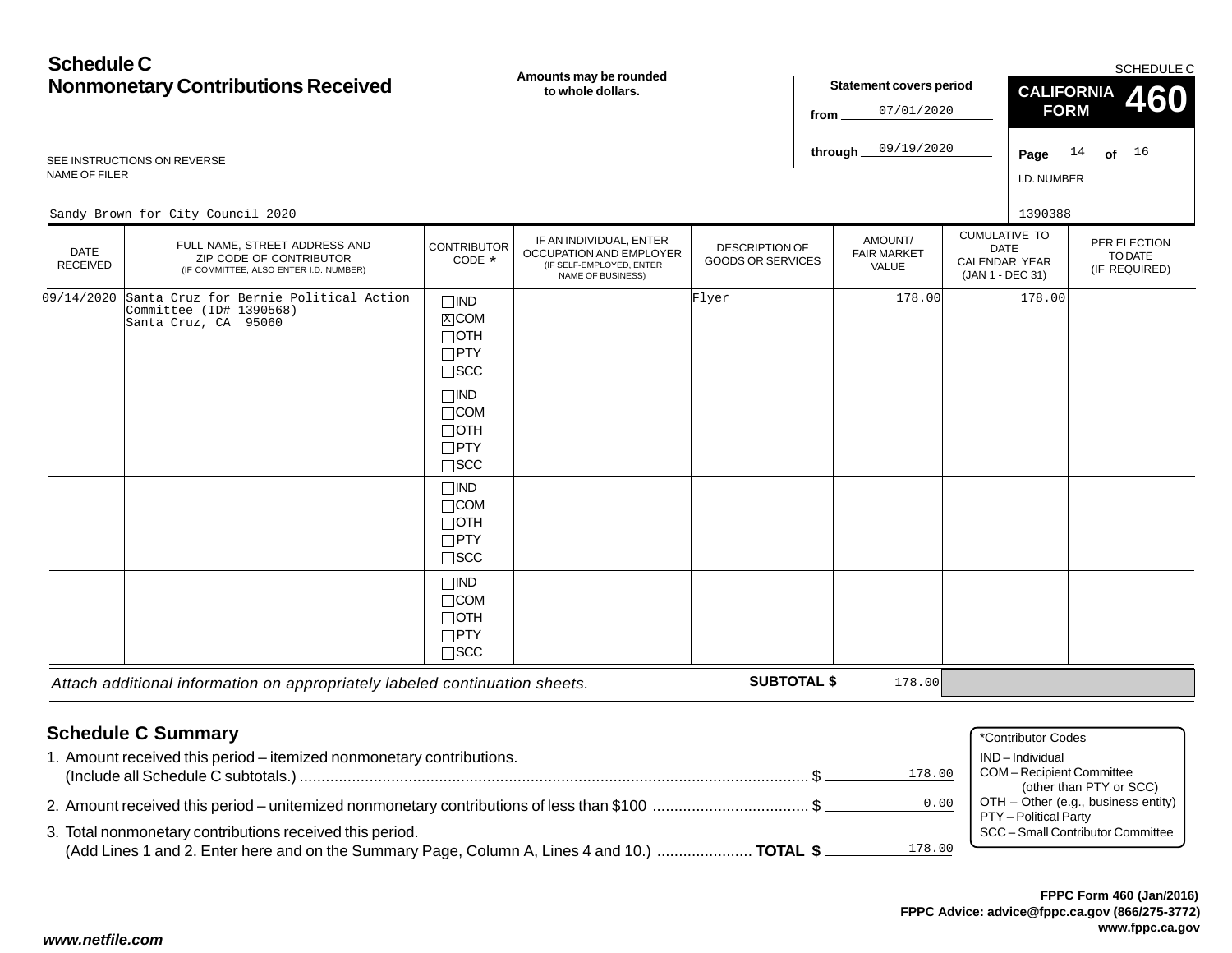# Schedule C
## Nonmonetary Contributions Received

**Amounts may be rounded to whole dollars.**

SCHEDULE C

**CALIFORNIA FORM 460**

**Statement covers period**

from 07/01/2020

through 09/19/2020

SEE INSTRUCTIONS ON REVERSE

NAME OF FILER: Sandy Brown for City Council 2020

I.D. NUMBER: 1390388

| DATE RECEIVED | FULL NAME, STREET ADDRESS AND ZIP CODE OF CONTRIBUTOR (IF COMMITTEE, ALSO ENTER I.D. NUMBER) | CONTRIBUTOR CODE * | IF AN INDIVIDUAL, ENTER OCCUPATION AND EMPLOYER (IF SELF-EMPLOYED, ENTER NAME OF BUSINESS) | DESCRIPTION OF GOODS OR SERVICES | AMOUNT/ FAIR MARKET VALUE | CUMULATIVE TO DATE CALENDAR YEAR (JAN 1 - DEC 31) | PER ELECTION TO DATE (IF REQUIRED) |
|---|---|---|---|---|---|---|---|
| 09/14/2020 | Santa Cruz for Bernie Political Action Committee (ID# 1390568) Santa Cruz, CA 95060 | ☐IND ☒COM ☐OTH ☐PTY ☐SCC | | Flyer | 178.00 | 178.00 | |
| | | ☐IND ☐COM ☐OTH ☐PTY ☐SCC | | | | | |
| | | ☐IND ☐COM ☐OTH ☐PTY ☐SCC | | | | | |
| | | ☐IND ☐COM ☐OTH ☐PTY ☐SCC | | | | | |

*Attach additional information on appropriately labeled continuation sheets.* **SUBTOTAL $** 178.00

## Schedule C Summary

1. Amount received this period – itemized nonmonetary contributions. (Include all Schedule C subtotals.) ........ $ 178.00
2. Amount received this period – unitemized nonmonetary contributions of less than $100 ........ $ 0.00
3. Total nonmonetary contributions received this period. (Add Lines 1 and 2. Enter here and on the Summary Page, Column A, Lines 4 and 10.) ........ **TOTAL $** 178.00

*Contributor Codes
- IND – Individual
- COM – Recipient Committee (other than PTY or SCC)
- OTH – Other (e.g., business entity)
- PTY – Political Party
- SCC – Small Contributor Committee

**FPPC Form 460 (Jan/2016)**
**FPPC Advice: advice@fppc.ca.gov (866/275-3772)**
**www.fppc.ca.gov**

***www.netfile.com***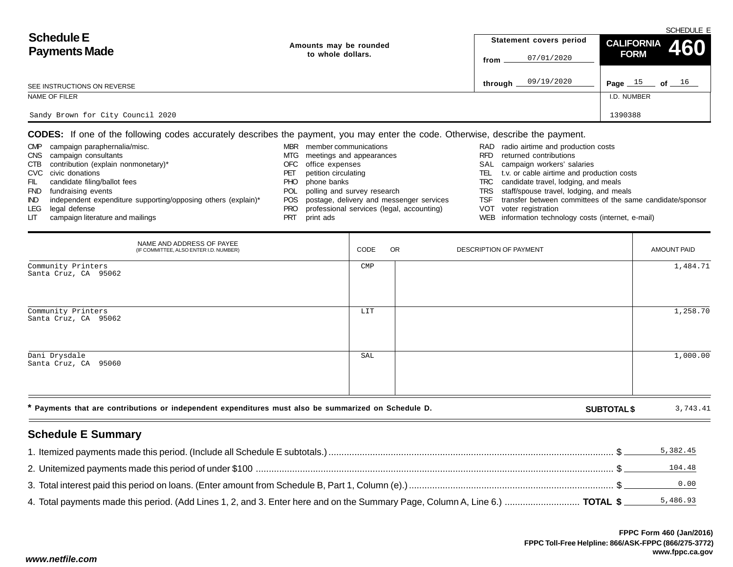# Schedule E Payments Made

SCHEDULE E

Amounts may be rounded to whole dollars.

Statement covers period from 07/01/2020 through 09/19/2020

**CALIFORNIA FORM 460**

Page 15 of 16

SEE INSTRUCTIONS ON REVERSE

| NAME OF FILER | I.D. NUMBER |
|---|---|
| Sandy Brown for City Council 2020 | 1390388 |

**CODES:** If one of the following codes accurately describes the payment, you may enter the code. Otherwise, describe the payment.

- CMP campaign paraphernalia/misc.
- CNS campaign consultants
- CTB contribution (explain nonmonetary)*
- CVC civic donations
- FIL candidate filing/ballot fees
- FND fundraising events
- IND independent expenditure supporting/opposing others (explain)*
- LEG legal defense
- LIT campaign literature and mailings
- MBR member communications
- MTG meetings and appearances
- OFC office expenses
- PET petition circulating
- PHO phone banks
- POL polling and survey research
- POS postage, delivery and messenger services
- PRO professional services (legal, accounting)
- PRT print ads
- RAD radio airtime and production costs
- RFD returned contributions
- SAL campaign workers' salaries
- TEL t.v. or cable airtime and production costs
- TRC candidate travel, lodging, and meals
- TRS staff/spouse travel, lodging, and meals
- TSF transfer between committees of the same candidate/sponsor
- VOT voter registration
- WEB information technology costs (internet, e-mail)

| NAME AND ADDRESS OF PAYEE (IF COMMITTEE, ALSO ENTER I.D. NUMBER) | CODE | OR DESCRIPTION OF PAYMENT | AMOUNT PAID |
|---|---|---|---|
| Community Printers<br>Santa Cruz, CA 95062 | CMP | | 1,484.71 |
| Community Printers<br>Santa Cruz, CA 95062 | LIT | | 1,258.70 |
| Dani Drysdale<br>Santa Cruz, CA 95060 | SAL | | 1,000.00 |

**\* Payments that are contributions or independent expenditures must also be summarized on Schedule D.**

**SUBTOTAL $** 3,743.41

## Schedule E Summary

1. Itemized payments made this period. (Include all Schedule E subtotals.) $ 5,382.45
2. Unitemized payments made this period of under $100 $ 104.48
3. Total interest paid this period on loans. (Enter amount from Schedule B, Part 1, Column (e).) $ 0.00
4. Total payments made this period. (Add Lines 1, 2, and 3. Enter here and on the Summary Page, Column A, Line 6.) **TOTAL $** 5,486.93

FPPC Form 460 (Jan/2016)
FPPC Toll-Free Helpline: 866/ASK-FPPC (866/275-3772)
www.fppc.ca.gov

*www.netfile.com*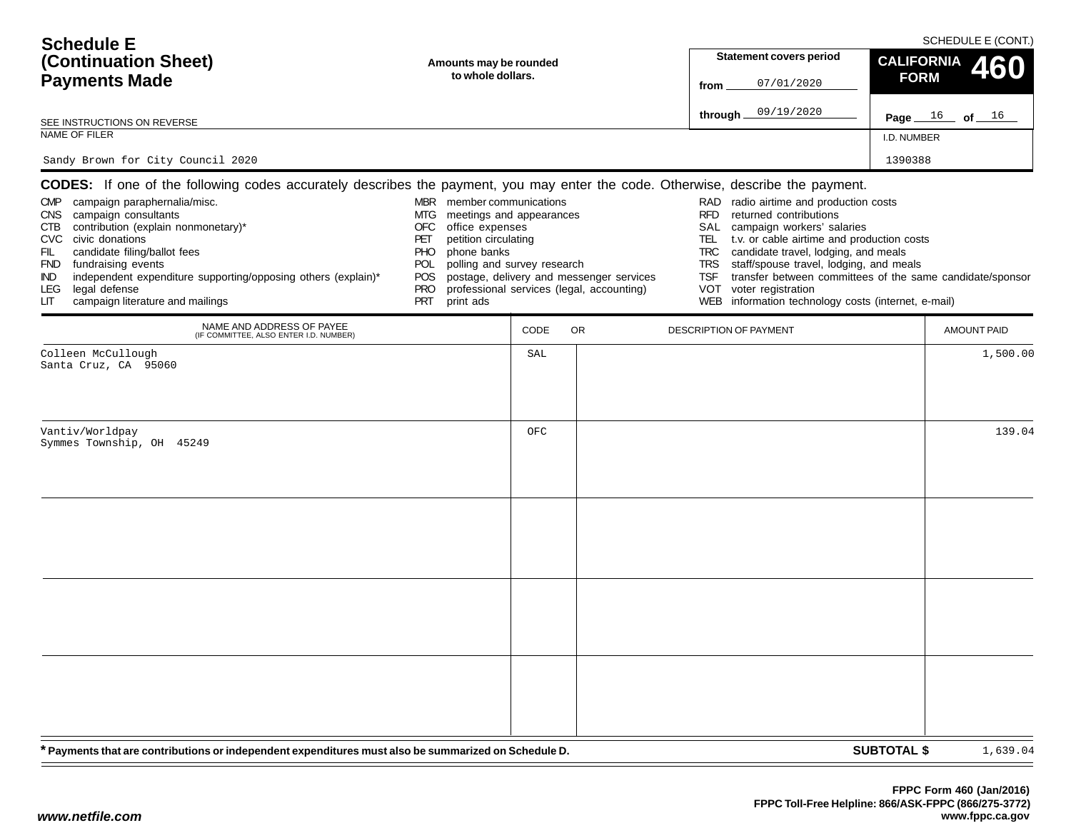# Schedule E (Continuation Sheet) Payments Made

SCHEDULE E (CONT.)

**Amounts may be rounded to whole dollars.**

Statement covers period from 07/01/2020 through 09/19/2020

**CALIFORNIA FORM 460**

Page 16 of 16

SEE INSTRUCTIONS ON REVERSE

NAME OF FILER: Sandy Brown for City Council 2020

I.D. NUMBER: 1390388

**CODES:** If one of the following codes accurately describes the payment, you may enter the code. Otherwise, describe the payment.

- CMP campaign paraphernalia/misc.
- CNS campaign consultants
- CTB contribution (explain nonmonetary)*
- CVC civic donations
- FIL candidate filing/ballot fees
- FND fundraising events
- IND independent expenditure supporting/opposing others (explain)*
- LEG legal defense
- LIT campaign literature and mailings
- MBR member communications
- MTG meetings and appearances
- OFC office expenses
- PET petition circulating
- PHO phone banks
- POL polling and survey research
- POS postage, delivery and messenger services
- PRO professional services (legal, accounting)
- PRT print ads
- RAD radio airtime and production costs
- RFD returned contributions
- SAL campaign workers' salaries
- TEL t.v. or cable airtime and production costs
- TRC candidate travel, lodging, and meals
- TRS staff/spouse travel, lodging, and meals
- TSF transfer between committees of the same candidate/sponsor
- VOT voter registration
- WEB information technology costs (internet, e-mail)

| NAME AND ADDRESS OF PAYEE (IF COMMITTEE, ALSO ENTER I.D. NUMBER) | CODE | OR DESCRIPTION OF PAYMENT | AMOUNT PAID |
|---|---|---|---|
| Colleen McCullough<br>Santa Cruz, CA 95060 | SAL | | 1,500.00 |
| Vantiv/Worldpay<br>Symmes Township, OH 45249 | OFC | | 139.04 |
| | | | |
| | | | |
| | | | |

**\* Payments that are contributions or independent expenditures must also be summarized on Schedule D.**

**SUBTOTAL $** 1,639.04

FPPC Form 460 (Jan/2016)
FPPC Toll-Free Helpline: 866/ASK-FPPC (866/275-3772)
www.fppc.ca.gov

*www.netfile.com*